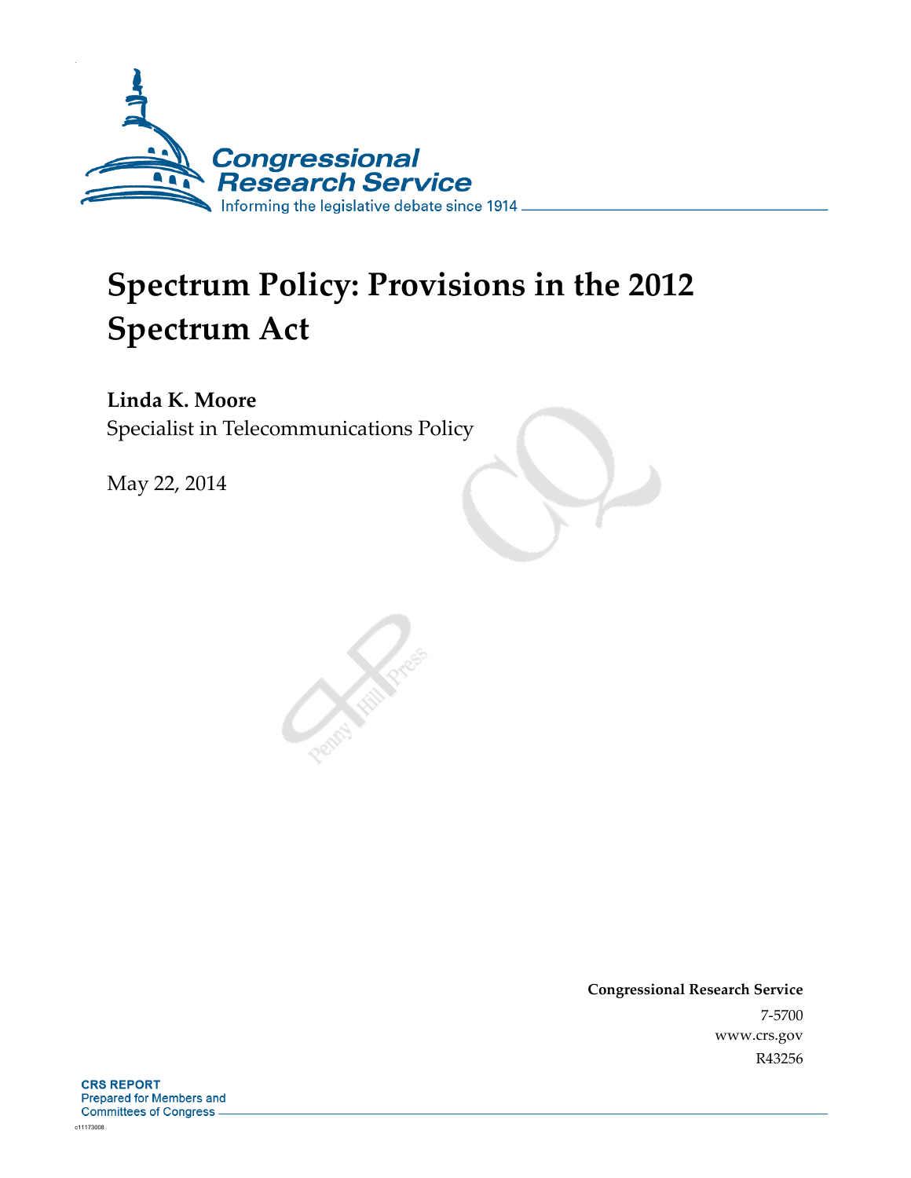Congressional Research Service

Informing the legislative debate since 1914

# Spectrum Policy: Provisions in the 2012 Spectrum Act

**Linda K. Moore**
Specialist in Telecommunications Policy

May 22, 2014

**Congressional Research Service**
7-5700
www.crs.gov
R43256

**CRS REPORT**
Prepared for Members and
Committees of Congress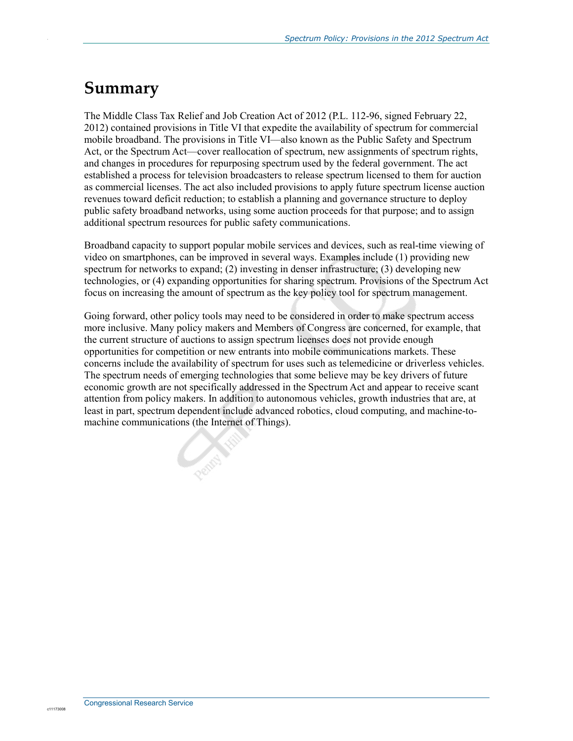# Summary

The Middle Class Tax Relief and Job Creation Act of 2012 (P.L. 112-96, signed February 22, 2012) contained provisions in Title VI that expedite the availability of spectrum for commercial mobile broadband. The provisions in Title VI—also known as the Public Safety and Spectrum Act, or the Spectrum Act—cover reallocation of spectrum, new assignments of spectrum rights, and changes in procedures for repurposing spectrum used by the federal government. The act established a process for television broadcasters to release spectrum licensed to them for auction as commercial licenses. The act also included provisions to apply future spectrum license auction revenues toward deficit reduction; to establish a planning and governance structure to deploy public safety broadband networks, using some auction proceeds for that purpose; and to assign additional spectrum resources for public safety communications.

Broadband capacity to support popular mobile services and devices, such as real-time viewing of video on smartphones, can be improved in several ways. Examples include (1) providing new spectrum for networks to expand; (2) investing in denser infrastructure; (3) developing new technologies, or (4) expanding opportunities for sharing spectrum. Provisions of the Spectrum Act focus on increasing the amount of spectrum as the key policy tool for spectrum management.

Going forward, other policy tools may need to be considered in order to make spectrum access more inclusive. Many policy makers and Members of Congress are concerned, for example, that the current structure of auctions to assign spectrum licenses does not provide enough opportunities for competition or new entrants into mobile communications markets. These concerns include the availability of spectrum for uses such as telemedicine or driverless vehicles. The spectrum needs of emerging technologies that some believe may be key drivers of future economic growth are not specifically addressed in the Spectrum Act and appear to receive scant attention from policy makers. In addition to autonomous vehicles, growth industries that are, at least in part, spectrum dependent include advanced robotics, cloud computing, and machine-to-machine communications (the Internet of Things).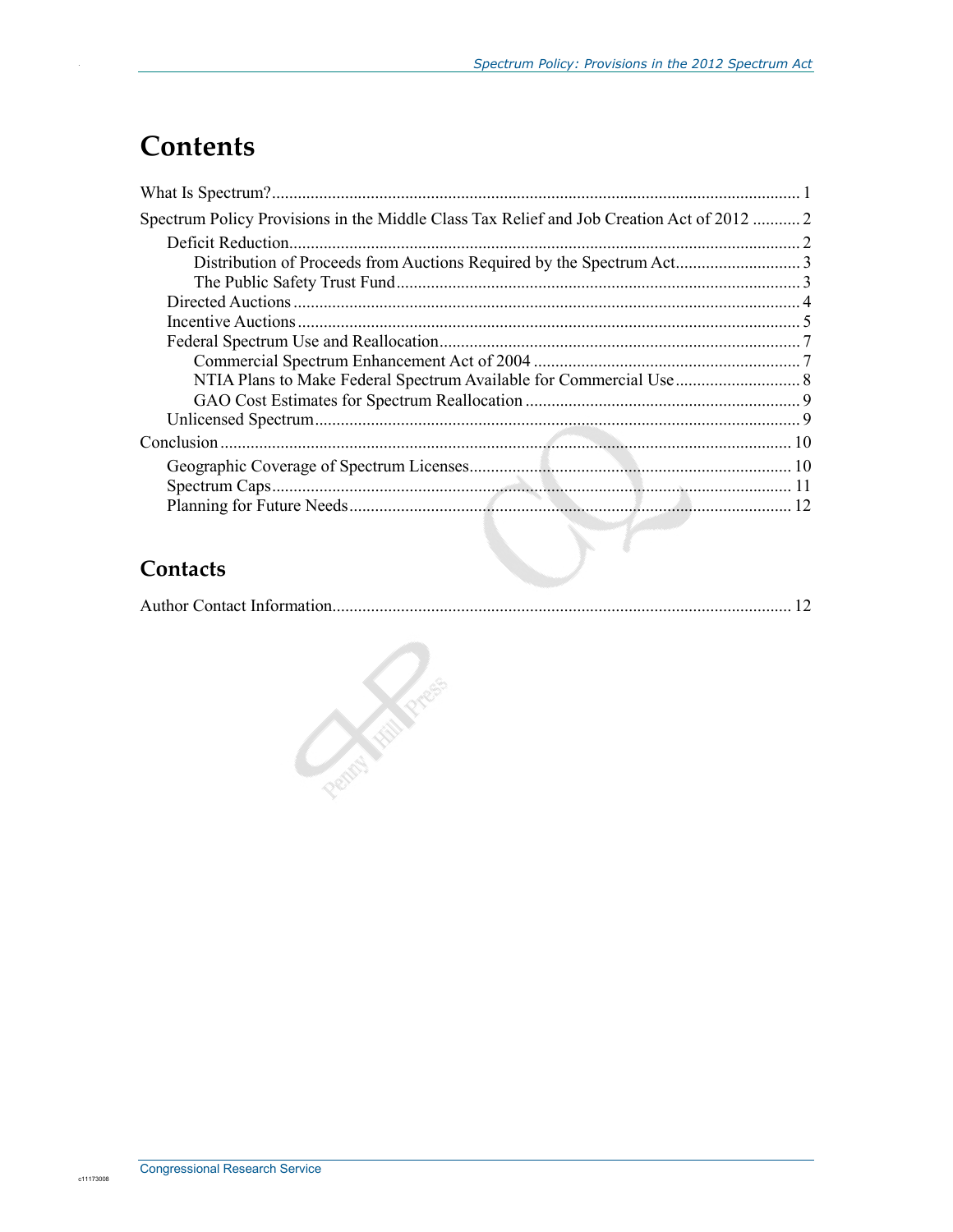# Contents

What Is Spectrum? ........................................................................................................................ 1

Spectrum Policy Provisions in the Middle Class Tax Relief and Job Creation Act of 2012 ........... 2

- Deficit Reduction ...................................................................................................................... 2
  - Distribution of Proceeds from Auctions Required by the Spectrum Act ............................ 3
  - The Public Safety Trust Fund ............................................................................................. 3
- Directed Auctions ..................................................................................................................... 4
- Incentive Auctions .................................................................................................................... 5
- Federal Spectrum Use and Reallocation ................................................................................... 7
  - Commercial Spectrum Enhancement Act of 2004 ............................................................. 7
  - NTIA Plans to Make Federal Spectrum Available for Commercial Use ............................ 8
  - GAO Cost Estimates for Spectrum Reallocation ............................................................... 9
- Unlicensed Spectrum ................................................................................................................ 9

Conclusion .................................................................................................................................... 10

- Geographic Coverage of Spectrum Licenses .......................................................................... 10
- Spectrum Caps ......................................................................................................................... 11
- Planning for Future Needs ...................................................................................................... 12

## Contacts

Author Contact Information .......................................................................................................... 12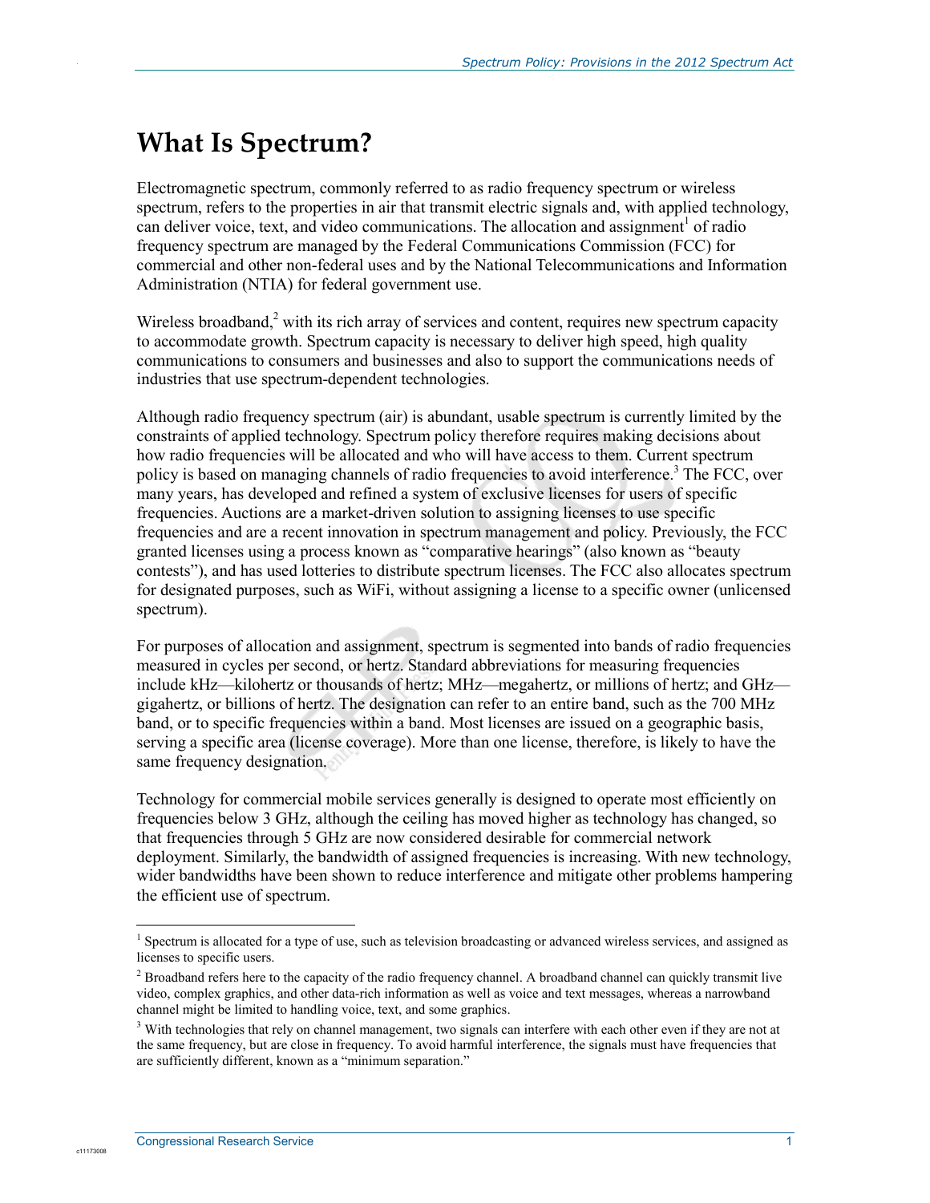# What Is Spectrum?

Electromagnetic spectrum, commonly referred to as radio frequency spectrum or wireless spectrum, refers to the properties in air that transmit electric signals and, with applied technology, can deliver voice, text, and video communications. The allocation and assignment[1] of radio frequency spectrum are managed by the Federal Communications Commission (FCC) for commercial and other non-federal uses and by the National Telecommunications and Information Administration (NTIA) for federal government use.

Wireless broadband,[2] with its rich array of services and content, requires new spectrum capacity to accommodate growth. Spectrum capacity is necessary to deliver high speed, high quality communications to consumers and businesses and also to support the communications needs of industries that use spectrum-dependent technologies.

Although radio frequency spectrum (air) is abundant, usable spectrum is currently limited by the constraints of applied technology. Spectrum policy therefore requires making decisions about how radio frequencies will be allocated and who will have access to them. Current spectrum policy is based on managing channels of radio frequencies to avoid interference.[3] The FCC, over many years, has developed and refined a system of exclusive licenses for users of specific frequencies. Auctions are a market-driven solution to assigning licenses to use specific frequencies and are a recent innovation in spectrum management and policy. Previously, the FCC granted licenses using a process known as "comparative hearings" (also known as "beauty contests"), and has used lotteries to distribute spectrum licenses. The FCC also allocates spectrum for designated purposes, such as WiFi, without assigning a license to a specific owner (unlicensed spectrum).

For purposes of allocation and assignment, spectrum is segmented into bands of radio frequencies measured in cycles per second, or hertz. Standard abbreviations for measuring frequencies include kHz—kilohertz or thousands of hertz; MHz—megahertz, or millions of hertz; and GHz—gigahertz, or billions of hertz. The designation can refer to an entire band, such as the 700 MHz band, or to specific frequencies within a band. Most licenses are issued on a geographic basis, serving a specific area (license coverage). More than one license, therefore, is likely to have the same frequency designation.

Technology for commercial mobile services generally is designed to operate most efficiently on frequencies below 3 GHz, although the ceiling has moved higher as technology has changed, so that frequencies through 5 GHz are now considered desirable for commercial network deployment. Similarly, the bandwidth of assigned frequencies is increasing. With new technology, wider bandwidths have been shown to reduce interference and mitigate other problems hampering the efficient use of spectrum.

---

[1] Spectrum is allocated for a type of use, such as television broadcasting or advanced wireless services, and assigned as licenses to specific users.

[2] Broadband refers here to the capacity of the radio frequency channel. A broadband channel can quickly transmit live video, complex graphics, and other data-rich information as well as voice and text messages, whereas a narrowband channel might be limited to handling voice, text, and some graphics.

[3] With technologies that rely on channel management, two signals can interfere with each other even if they are not at the same frequency, but are close in frequency. To avoid harmful interference, the signals must have frequencies that are sufficiently different, known as a "minimum separation."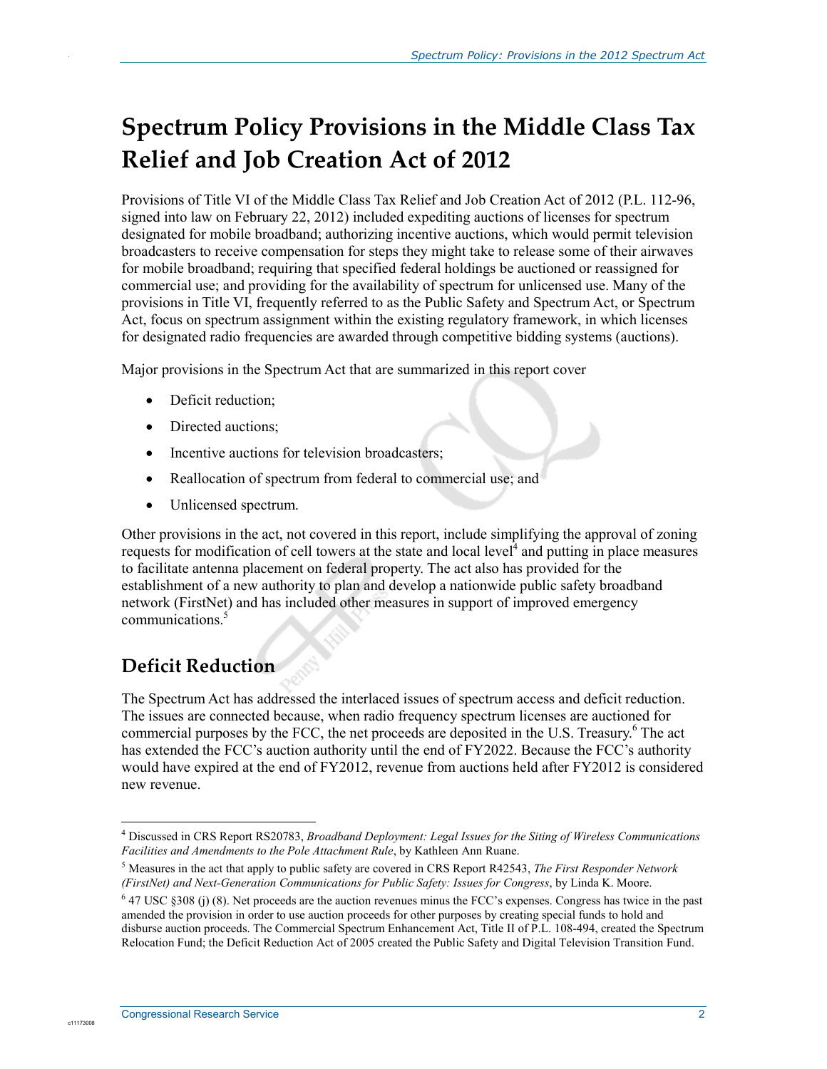# Spectrum Policy Provisions in the Middle Class Tax Relief and Job Creation Act of 2012

Provisions of Title VI of the Middle Class Tax Relief and Job Creation Act of 2012 (P.L. 112-96, signed into law on February 22, 2012) included expediting auctions of licenses for spectrum designated for mobile broadband; authorizing incentive auctions, which would permit television broadcasters to receive compensation for steps they might take to release some of their airwaves for mobile broadband; requiring that specified federal holdings be auctioned or reassigned for commercial use; and providing for the availability of spectrum for unlicensed use. Many of the provisions in Title VI, frequently referred to as the Public Safety and Spectrum Act, or Spectrum Act, focus on spectrum assignment within the existing regulatory framework, in which licenses for designated radio frequencies are awarded through competitive bidding systems (auctions).

Major provisions in the Spectrum Act that are summarized in this report cover

- Deficit reduction;
- Directed auctions;
- Incentive auctions for television broadcasters;
- Reallocation of spectrum from federal to commercial use; and
- Unlicensed spectrum.

Other provisions in the act, not covered in this report, include simplifying the approval of zoning requests for modification of cell towers at the state and local level[4] and putting in place measures to facilitate antenna placement on federal property. The act also has provided for the establishment of a new authority to plan and develop a nationwide public safety broadband network (FirstNet) and has included other measures in support of improved emergency communications.[5]

## Deficit Reduction

The Spectrum Act has addressed the interlaced issues of spectrum access and deficit reduction. The issues are connected because, when radio frequency spectrum licenses are auctioned for commercial purposes by the FCC, the net proceeds are deposited in the U.S. Treasury.[6] The act has extended the FCC's auction authority until the end of FY2022. Because the FCC's authority would have expired at the end of FY2012, revenue from auctions held after FY2012 is considered new revenue.

---

[4] Discussed in CRS Report RS20783, *Broadband Deployment: Legal Issues for the Siting of Wireless Communications Facilities and Amendments to the Pole Attachment Rule*, by Kathleen Ann Ruane.

[5] Measures in the act that apply to public safety are covered in CRS Report R42543, *The First Responder Network (FirstNet) and Next-Generation Communications for Public Safety: Issues for Congress*, by Linda K. Moore.

[6] 47 USC §308 (j) (8). Net proceeds are the auction revenues minus the FCC's expenses. Congress has twice in the past amended the provision in order to use auction proceeds for other purposes by creating special funds to hold and disburse auction proceeds. The Commercial Spectrum Enhancement Act, Title II of P.L. 108-494, created the Spectrum Relocation Fund; the Deficit Reduction Act of 2005 created the Public Safety and Digital Television Transition Fund.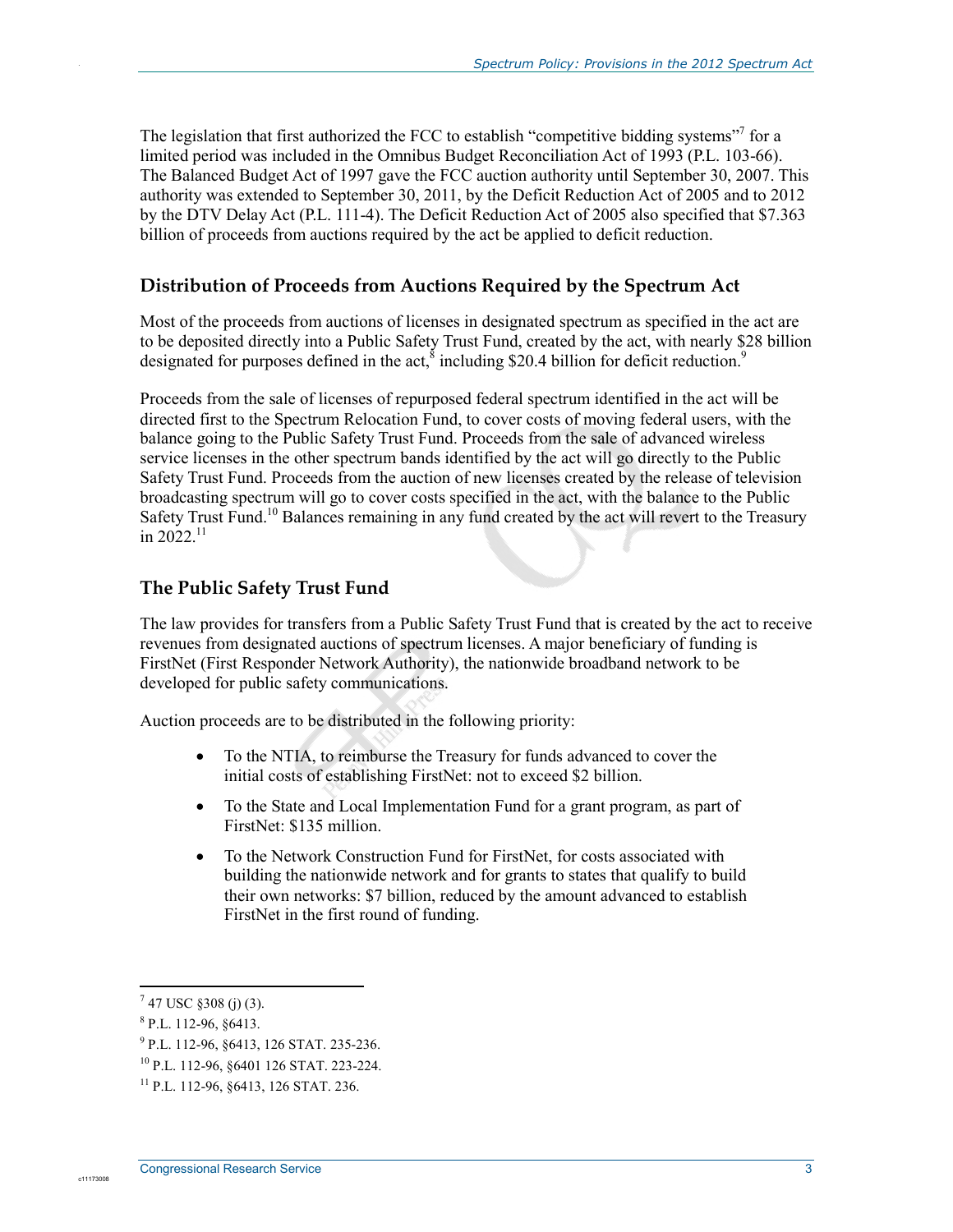The legislation that first authorized the FCC to establish "competitive bidding systems"[7] for a limited period was included in the Omnibus Budget Reconciliation Act of 1993 (P.L. 103-66). The Balanced Budget Act of 1997 gave the FCC auction authority until September 30, 2007. This authority was extended to September 30, 2011, by the Deficit Reduction Act of 2005 and to 2012 by the DTV Delay Act (P.L. 111-4). The Deficit Reduction Act of 2005 also specified that $7.363 billion of proceeds from auctions required by the act be applied to deficit reduction.

## Distribution of Proceeds from Auctions Required by the Spectrum Act

Most of the proceeds from auctions of licenses in designated spectrum as specified in the act are to be deposited directly into a Public Safety Trust Fund, created by the act, with nearly $28 billion designated for purposes defined in the act,[8] including $20.4 billion for deficit reduction.[9]

Proceeds from the sale of licenses of repurposed federal spectrum identified in the act will be directed first to the Spectrum Relocation Fund, to cover costs of moving federal users, with the balance going to the Public Safety Trust Fund. Proceeds from the sale of advanced wireless service licenses in the other spectrum bands identified by the act will go directly to the Public Safety Trust Fund. Proceeds from the auction of new licenses created by the release of television broadcasting spectrum will go to cover costs specified in the act, with the balance to the Public Safety Trust Fund.[10] Balances remaining in any fund created by the act will revert to the Treasury in 2022.[11]

## The Public Safety Trust Fund

The law provides for transfers from a Public Safety Trust Fund that is created by the act to receive revenues from designated auctions of spectrum licenses. A major beneficiary of funding is FirstNet (First Responder Network Authority), the nationwide broadband network to be developed for public safety communications.

Auction proceeds are to be distributed in the following priority:

- To the NTIA, to reimburse the Treasury for funds advanced to cover the initial costs of establishing FirstNet: not to exceed $2 billion.
- To the State and Local Implementation Fund for a grant program, as part of FirstNet: $135 million.
- To the Network Construction Fund for FirstNet, for costs associated with building the nationwide network and for grants to states that qualify to build their own networks: $7 billion, reduced by the amount advanced to establish FirstNet in the first round of funding.

---

[7] 47 USC §308 (j) (3).

[8] P.L. 112-96, §6413.

[9] P.L. 112-96, §6413, 126 STAT. 235-236.

[10] P.L. 112-96, §6401 126 STAT. 223-224.

[11] P.L. 112-96, §6413, 126 STAT. 236.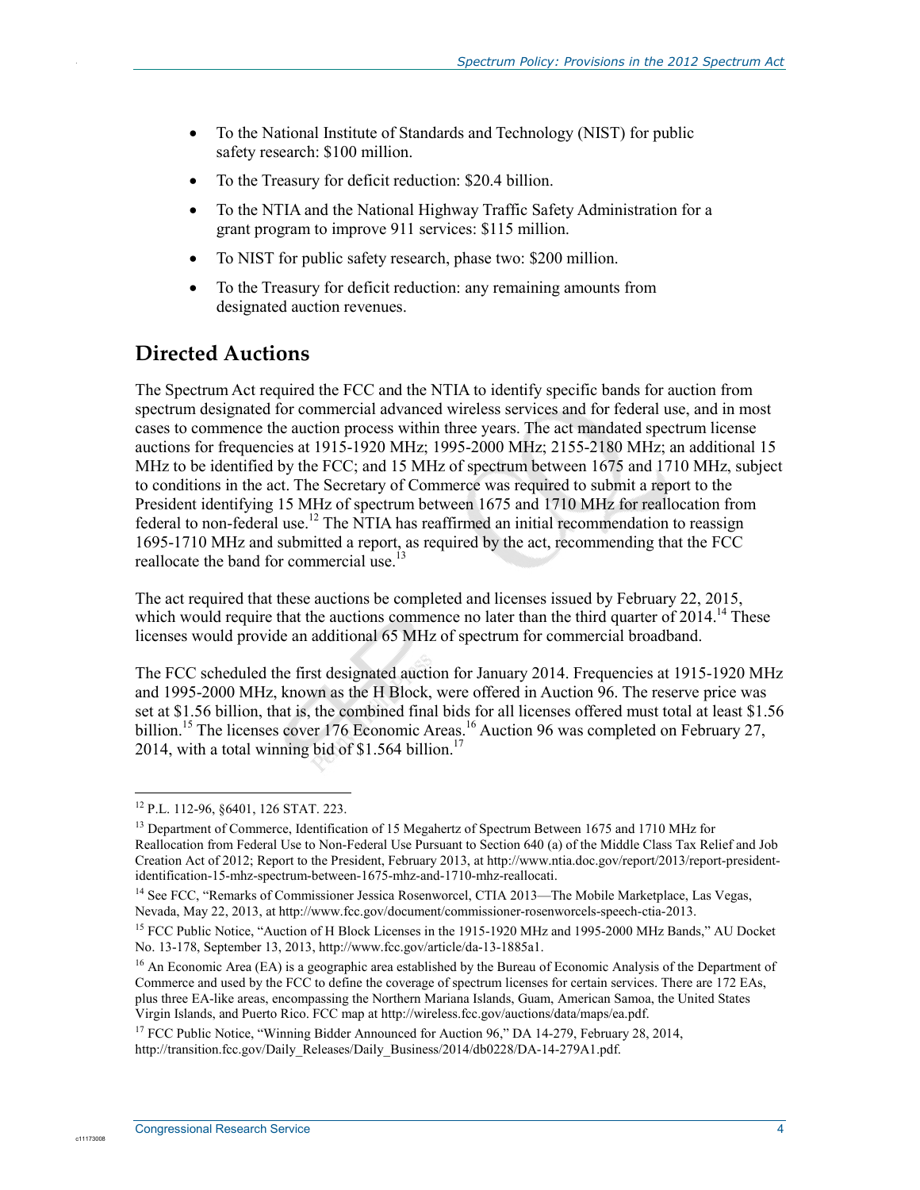- To the National Institute of Standards and Technology (NIST) for public safety research: $100 million.
- To the Treasury for deficit reduction: $20.4 billion.
- To the NTIA and the National Highway Traffic Safety Administration for a grant program to improve 911 services: $115 million.
- To NIST for public safety research, phase two: $200 million.
- To the Treasury for deficit reduction: any remaining amounts from designated auction revenues.

## Directed Auctions

The Spectrum Act required the FCC and the NTIA to identify specific bands for auction from spectrum designated for commercial advanced wireless services and for federal use, and in most cases to commence the auction process within three years. The act mandated spectrum license auctions for frequencies at 1915-1920 MHz; 1995-2000 MHz; 2155-2180 MHz; an additional 15 MHz to be identified by the FCC; and 15 MHz of spectrum between 1675 and 1710 MHz, subject to conditions in the act. The Secretary of Commerce was required to submit a report to the President identifying 15 MHz of spectrum between 1675 and 1710 MHz for reallocation from federal to non-federal use.[12] The NTIA has reaffirmed an initial recommendation to reassign 1695-1710 MHz and submitted a report, as required by the act, recommending that the FCC reallocate the band for commercial use.[13]

The act required that these auctions be completed and licenses issued by February 22, 2015, which would require that the auctions commence no later than the third quarter of 2014.[14] These licenses would provide an additional 65 MHz of spectrum for commercial broadband.

The FCC scheduled the first designated auction for January 2014. Frequencies at 1915-1920 MHz and 1995-2000 MHz, known as the H Block, were offered in Auction 96. The reserve price was set at $1.56 billion, that is, the combined final bids for all licenses offered must total at least $1.56 billion.[15] The licenses cover 176 Economic Areas.[16] Auction 96 was completed on February 27, 2014, with a total winning bid of $1.564 billion.[17]

---

[12] P.L. 112-96, §6401, 126 STAT. 223.

[13] Department of Commerce, Identification of 15 Megahertz of Spectrum Between 1675 and 1710 MHz for Reallocation from Federal Use to Non-Federal Use Pursuant to Section 640 (a) of the Middle Class Tax Relief and Job Creation Act of 2012; Report to the President, February 2013, at http://www.ntia.doc.gov/report/2013/report-president-identification-15-mhz-spectrum-between-1675-mhz-and-1710-mhz-reallocati.

[14] See FCC, "Remarks of Commissioner Jessica Rosenworcel, CTIA 2013—The Mobile Marketplace, Las Vegas, Nevada, May 22, 2013, at http://www.fcc.gov/document/commissioner-rosenworcels-speech-ctia-2013.

[15] FCC Public Notice, "Auction of H Block Licenses in the 1915-1920 MHz and 1995-2000 MHz Bands," AU Docket No. 13-178, September 13, 2013, http://www.fcc.gov/article/da-13-1885a1.

[16] An Economic Area (EA) is a geographic area established by the Bureau of Economic Analysis of the Department of Commerce and used by the FCC to define the coverage of spectrum licenses for certain services. There are 172 EAs, plus three EA-like areas, encompassing the Northern Mariana Islands, Guam, American Samoa, the United States Virgin Islands, and Puerto Rico. FCC map at http://wireless.fcc.gov/auctions/data/maps/ea.pdf.

[17] FCC Public Notice, "Winning Bidder Announced for Auction 96," DA 14-279, February 28, 2014, http://transition.fcc.gov/Daily_Releases/Daily_Business/2014/db0228/DA-14-279A1.pdf.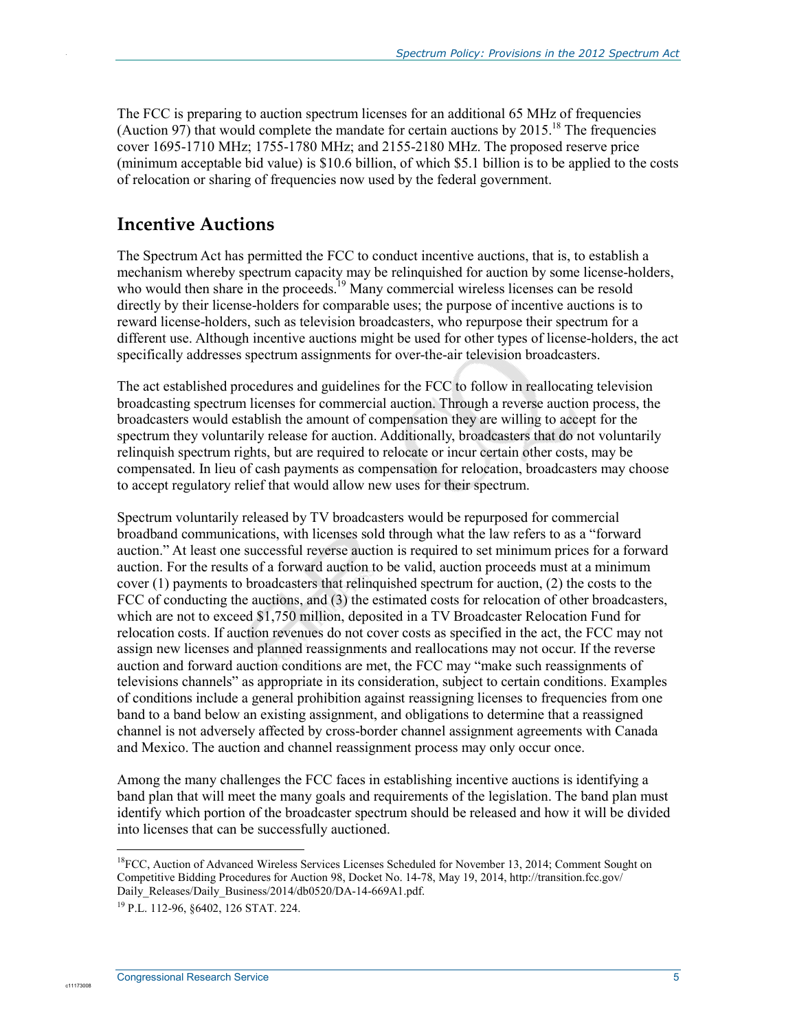The FCC is preparing to auction spectrum licenses for an additional 65 MHz of frequencies (Auction 97) that would complete the mandate for certain auctions by 2015.[18] The frequencies cover 1695-1710 MHz; 1755-1780 MHz; and 2155-2180 MHz. The proposed reserve price (minimum acceptable bid value) is $10.6 billion, of which $5.1 billion is to be applied to the costs of relocation or sharing of frequencies now used by the federal government.

## Incentive Auctions

The Spectrum Act has permitted the FCC to conduct incentive auctions, that is, to establish a mechanism whereby spectrum capacity may be relinquished for auction by some license-holders, who would then share in the proceeds.[19] Many commercial wireless licenses can be resold directly by their license-holders for comparable uses; the purpose of incentive auctions is to reward license-holders, such as television broadcasters, who repurpose their spectrum for a different use. Although incentive auctions might be used for other types of license-holders, the act specifically addresses spectrum assignments for over-the-air television broadcasters.

The act established procedures and guidelines for the FCC to follow in reallocating television broadcasting spectrum licenses for commercial auction. Through a reverse auction process, the broadcasters would establish the amount of compensation they are willing to accept for the spectrum they voluntarily release for auction. Additionally, broadcasters that do not voluntarily relinquish spectrum rights, but are required to relocate or incur certain other costs, may be compensated. In lieu of cash payments as compensation for relocation, broadcasters may choose to accept regulatory relief that would allow new uses for their spectrum.

Spectrum voluntarily released by TV broadcasters would be repurposed for commercial broadband communications, with licenses sold through what the law refers to as a "forward auction." At least one successful reverse auction is required to set minimum prices for a forward auction. For the results of a forward auction to be valid, auction proceeds must at a minimum cover (1) payments to broadcasters that relinquished spectrum for auction, (2) the costs to the FCC of conducting the auctions, and (3) the estimated costs for relocation of other broadcasters, which are not to exceed $1,750 million, deposited in a TV Broadcaster Relocation Fund for relocation costs. If auction revenues do not cover costs as specified in the act, the FCC may not assign new licenses and planned reassignments and reallocations may not occur. If the reverse auction and forward auction conditions are met, the FCC may "make such reassignments of televisions channels" as appropriate in its consideration, subject to certain conditions. Examples of conditions include a general prohibition against reassigning licenses to frequencies from one band to a band below an existing assignment, and obligations to determine that a reassigned channel is not adversely affected by cross-border channel assignment agreements with Canada and Mexico. The auction and channel reassignment process may only occur once.

Among the many challenges the FCC faces in establishing incentive auctions is identifying a band plan that will meet the many goals and requirements of the legislation. The band plan must identify which portion of the broadcaster spectrum should be released and how it will be divided into licenses that can be successfully auctioned.

---

[18] FCC, Auction of Advanced Wireless Services Licenses Scheduled for November 13, 2014; Comment Sought on Competitive Bidding Procedures for Auction 98, Docket No. 14-78, May 19, 2014, http://transition.fcc.gov/Daily_Releases/Daily_Business/2014/db0520/DA-14-669A1.pdf.

[19] P.L. 112-96, §6402, 126 STAT. 224.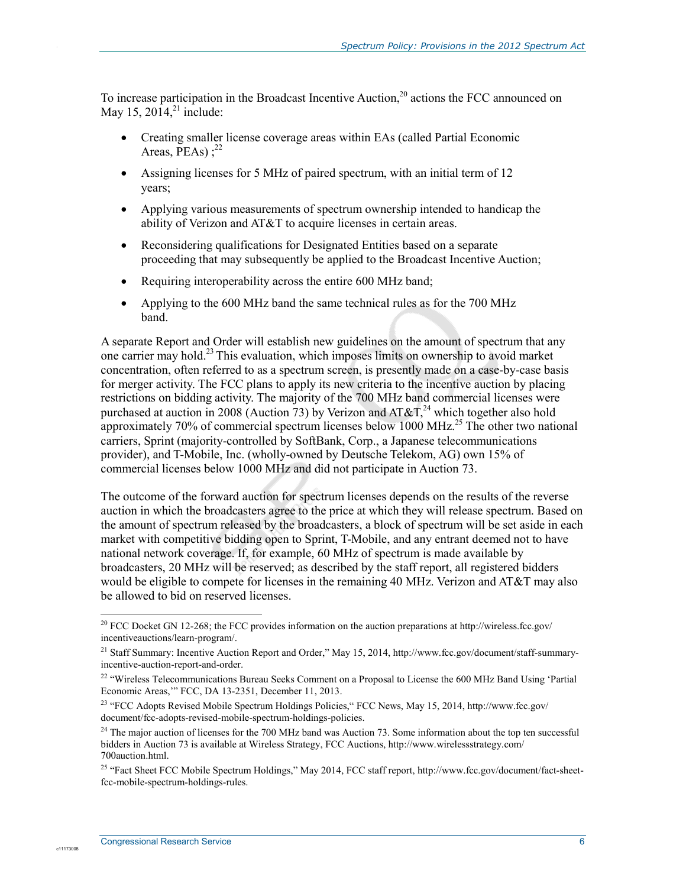To increase participation in the Broadcast Incentive Auction,[20] actions the FCC announced on May 15, 2014,[21] include:

- Creating smaller license coverage areas within EAs (called Partial Economic Areas, PEAs) ;[22]
- Assigning licenses for 5 MHz of paired spectrum, with an initial term of 12 years;
- Applying various measurements of spectrum ownership intended to handicap the ability of Verizon and AT&T to acquire licenses in certain areas.
- Reconsidering qualifications for Designated Entities based on a separate proceeding that may subsequently be applied to the Broadcast Incentive Auction;
- Requiring interoperability across the entire 600 MHz band;
- Applying to the 600 MHz band the same technical rules as for the 700 MHz band.

A separate Report and Order will establish new guidelines on the amount of spectrum that any one carrier may hold.[23] This evaluation, which imposes limits on ownership to avoid market concentration, often referred to as a spectrum screen, is presently made on a case-by-case basis for merger activity. The FCC plans to apply its new criteria to the incentive auction by placing restrictions on bidding activity. The majority of the 700 MHz band commercial licenses were purchased at auction in 2008 (Auction 73) by Verizon and AT&T,[24] which together also hold approximately 70% of commercial spectrum licenses below 1000 MHz.[25] The other two national carriers, Sprint (majority-controlled by SoftBank, Corp., a Japanese telecommunications provider), and T-Mobile, Inc. (wholly-owned by Deutsche Telekom, AG) own 15% of commercial licenses below 1000 MHz and did not participate in Auction 73.

The outcome of the forward auction for spectrum licenses depends on the results of the reverse auction in which the broadcasters agree to the price at which they will release spectrum. Based on the amount of spectrum released by the broadcasters, a block of spectrum will be set aside in each market with competitive bidding open to Sprint, T-Mobile, and any entrant deemed not to have national network coverage. If, for example, 60 MHz of spectrum is made available by broadcasters, 20 MHz will be reserved; as described by the staff report, all registered bidders would be eligible to compete for licenses in the remaining 40 MHz. Verizon and AT&T may also be allowed to bid on reserved licenses.

---

[20] FCC Docket GN 12-268; the FCC provides information on the auction preparations at http://wireless.fcc.gov/incentiveauctions/learn-program/.

[21] Staff Summary: Incentive Auction Report and Order," May 15, 2014, http://www.fcc.gov/document/staff-summary-incentive-auction-report-and-order.

[22] "Wireless Telecommunications Bureau Seeks Comment on a Proposal to License the 600 MHz Band Using 'Partial Economic Areas,'" FCC, DA 13-2351, December 11, 2013.

[23] "FCC Adopts Revised Mobile Spectrum Holdings Policies," FCC News, May 15, 2014, http://www.fcc.gov/document/fcc-adopts-revised-mobile-spectrum-holdings-policies.

[24] The major auction of licenses for the 700 MHz band was Auction 73. Some information about the top ten successful bidders in Auction 73 is available at Wireless Strategy, FCC Auctions, http://www.wirelessstrategy.com/700auction.html.

[25] "Fact Sheet FCC Mobile Spectrum Holdings," May 2014, FCC staff report, http://www.fcc.gov/document/fact-sheet-fcc-mobile-spectrum-holdings-rules.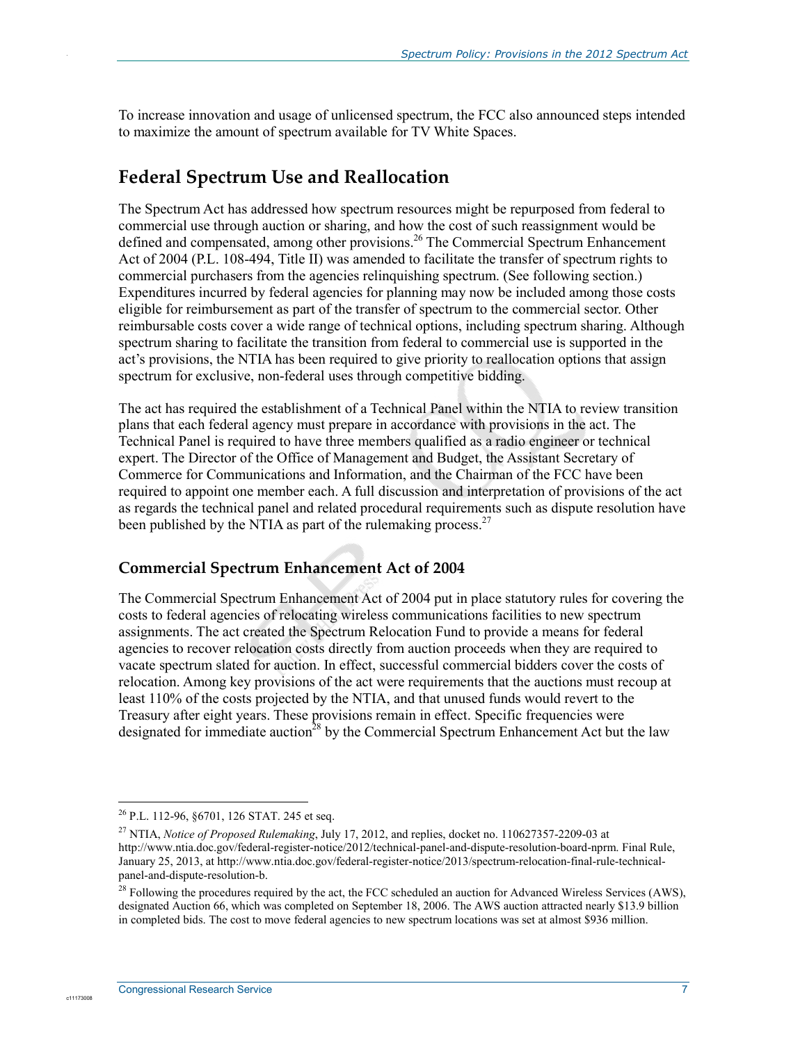To increase innovation and usage of unlicensed spectrum, the FCC also announced steps intended to maximize the amount of spectrum available for TV White Spaces.

## Federal Spectrum Use and Reallocation

The Spectrum Act has addressed how spectrum resources might be repurposed from federal to commercial use through auction or sharing, and how the cost of such reassignment would be defined and compensated, among other provisions.[26] The Commercial Spectrum Enhancement Act of 2004 (P.L. 108-494, Title II) was amended to facilitate the transfer of spectrum rights to commercial purchasers from the agencies relinquishing spectrum. (See following section.) Expenditures incurred by federal agencies for planning may now be included among those costs eligible for reimbursement as part of the transfer of spectrum to the commercial sector. Other reimbursable costs cover a wide range of technical options, including spectrum sharing. Although spectrum sharing to facilitate the transition from federal to commercial use is supported in the act's provisions, the NTIA has been required to give priority to reallocation options that assign spectrum for exclusive, non-federal uses through competitive bidding.

The act has required the establishment of a Technical Panel within the NTIA to review transition plans that each federal agency must prepare in accordance with provisions in the act. The Technical Panel is required to have three members qualified as a radio engineer or technical expert. The Director of the Office of Management and Budget, the Assistant Secretary of Commerce for Communications and Information, and the Chairman of the FCC have been required to appoint one member each. A full discussion and interpretation of provisions of the act as regards the technical panel and related procedural requirements such as dispute resolution have been published by the NTIA as part of the rulemaking process.[27]

### Commercial Spectrum Enhancement Act of 2004

The Commercial Spectrum Enhancement Act of 2004 put in place statutory rules for covering the costs to federal agencies of relocating wireless communications facilities to new spectrum assignments. The act created the Spectrum Relocation Fund to provide a means for federal agencies to recover relocation costs directly from auction proceeds when they are required to vacate spectrum slated for auction. In effect, successful commercial bidders cover the costs of relocation. Among key provisions of the act were requirements that the auctions must recoup at least 110% of the costs projected by the NTIA, and that unused funds would revert to the Treasury after eight years. These provisions remain in effect. Specific frequencies were designated for immediate auction[28] by the Commercial Spectrum Enhancement Act but the law

---

[26] P.L. 112-96, §6701, 126 STAT. 245 et seq.

[27] NTIA, *Notice of Proposed Rulemaking*, July 17, 2012, and replies, docket no. 110627357-2209-03 at http://www.ntia.doc.gov/federal-register-notice/2012/technical-panel-and-dispute-resolution-board-nprm. Final Rule, January 25, 2013, at http://www.ntia.doc.gov/federal-register-notice/2013/spectrum-relocation-final-rule-technical-panel-and-dispute-resolution-b.

[28] Following the procedures required by the act, the FCC scheduled an auction for Advanced Wireless Services (AWS), designated Auction 66, which was completed on September 18, 2006. The AWS auction attracted nearly $13.9 billion in completed bids. The cost to move federal agencies to new spectrum locations was set at almost $936 million.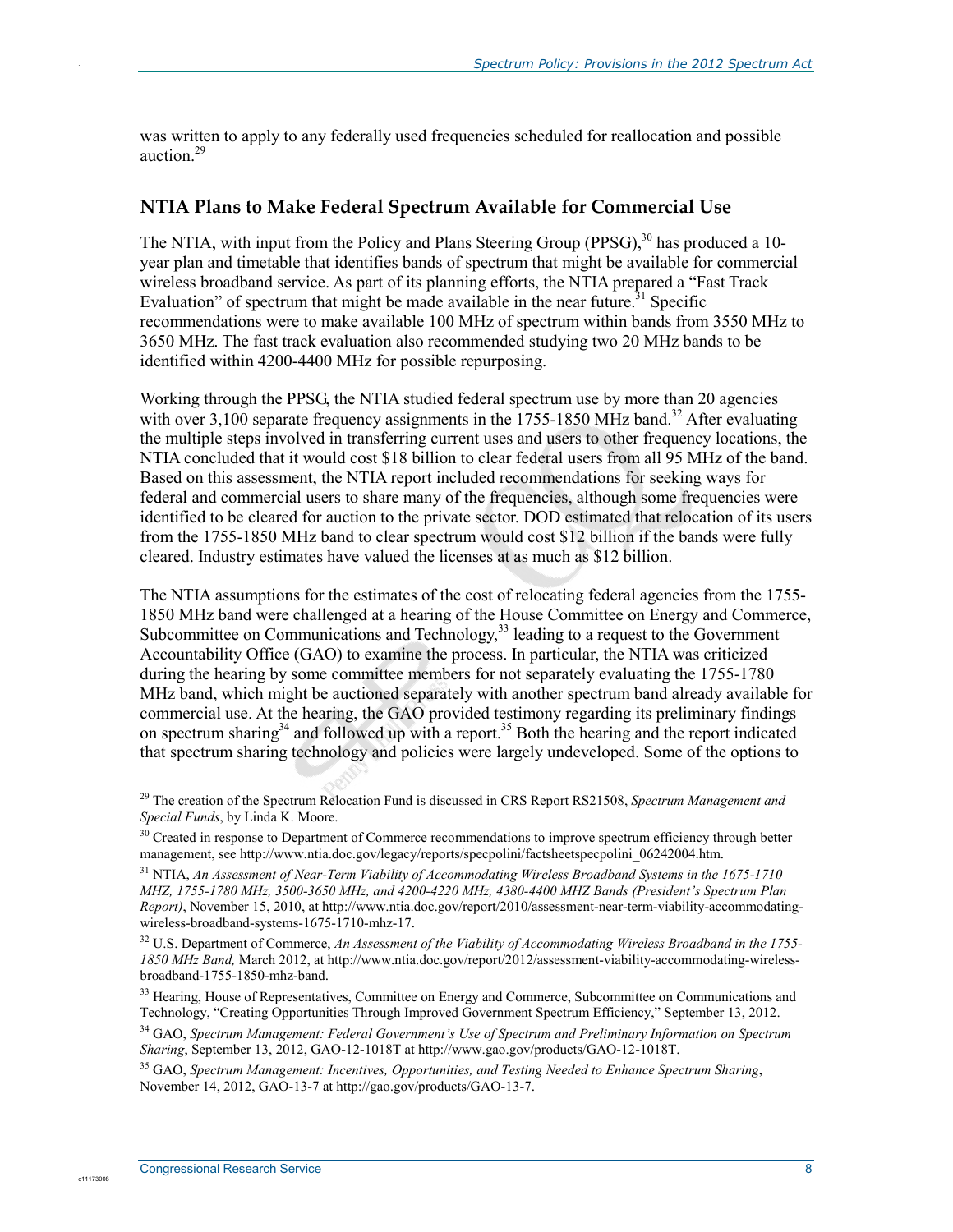was written to apply to any federally used frequencies scheduled for reallocation and possible auction.[29]

## NTIA Plans to Make Federal Spectrum Available for Commercial Use

The NTIA, with input from the Policy and Plans Steering Group (PPSG),[30] has produced a 10-year plan and timetable that identifies bands of spectrum that might be available for commercial wireless broadband service. As part of its planning efforts, the NTIA prepared a "Fast Track Evaluation" of spectrum that might be made available in the near future.[31] Specific recommendations were to make available 100 MHz of spectrum within bands from 3550 MHz to 3650 MHz. The fast track evaluation also recommended studying two 20 MHz bands to be identified within 4200-4400 MHz for possible repurposing.

Working through the PPSG, the NTIA studied federal spectrum use by more than 20 agencies with over 3,100 separate frequency assignments in the 1755-1850 MHz band.[32] After evaluating the multiple steps involved in transferring current uses and users to other frequency locations, the NTIA concluded that it would cost $18 billion to clear federal users from all 95 MHz of the band. Based on this assessment, the NTIA report included recommendations for seeking ways for federal and commercial users to share many of the frequencies, although some frequencies were identified to be cleared for auction to the private sector. DOD estimated that relocation of its users from the 1755-1850 MHz band to clear spectrum would cost $12 billion if the bands were fully cleared. Industry estimates have valued the licenses at as much as $12 billion.

The NTIA assumptions for the estimates of the cost of relocating federal agencies from the 1755-1850 MHz band were challenged at a hearing of the House Committee on Energy and Commerce, Subcommittee on Communications and Technology,[33] leading to a request to the Government Accountability Office (GAO) to examine the process. In particular, the NTIA was criticized during the hearing by some committee members for not separately evaluating the 1755-1780 MHz band, which might be auctioned separately with another spectrum band already available for commercial use. At the hearing, the GAO provided testimony regarding its preliminary findings on spectrum sharing[34] and followed up with a report.[35] Both the hearing and the report indicated that spectrum sharing technology and policies were largely undeveloped. Some of the options to

---

[29] The creation of the Spectrum Relocation Fund is discussed in CRS Report RS21508, *Spectrum Management and Special Funds*, by Linda K. Moore.

[30] Created in response to Department of Commerce recommendations to improve spectrum efficiency through better management, see http://www.ntia.doc.gov/legacy/reports/specpolini/factsheetspecpolini_06242004.htm.

[31] NTIA, *An Assessment of Near-Term Viability of Accommodating Wireless Broadband Systems in the 1675-1710 MHZ, 1755-1780 MHz, 3500-3650 MHz, and 4200-4220 MHz, 4380-4400 MHZ Bands (President's Spectrum Plan Report)*, November 15, 2010, at http://www.ntia.doc.gov/report/2010/assessment-near-term-viability-accommodating-wireless-broadband-systems-1675-1710-mhz-17.

[32] U.S. Department of Commerce, *An Assessment of the Viability of Accommodating Wireless Broadband in the 1755-1850 MHz Band,* March 2012, at http://www.ntia.doc.gov/report/2012/assessment-viability-accommodating-wireless-broadband-1755-1850-mhz-band.

[33] Hearing, House of Representatives, Committee on Energy and Commerce, Subcommittee on Communications and Technology, "Creating Opportunities Through Improved Government Spectrum Efficiency," September 13, 2012.

[34] GAO, *Spectrum Management: Federal Government's Use of Spectrum and Preliminary Information on Spectrum Sharing*, September 13, 2012, GAO-12-1018T at http://www.gao.gov/products/GAO-12-1018T.

[35] GAO, *Spectrum Management: Incentives, Opportunities, and Testing Needed to Enhance Spectrum Sharing*, November 14, 2012, GAO-13-7 at http://gao.gov/products/GAO-13-7.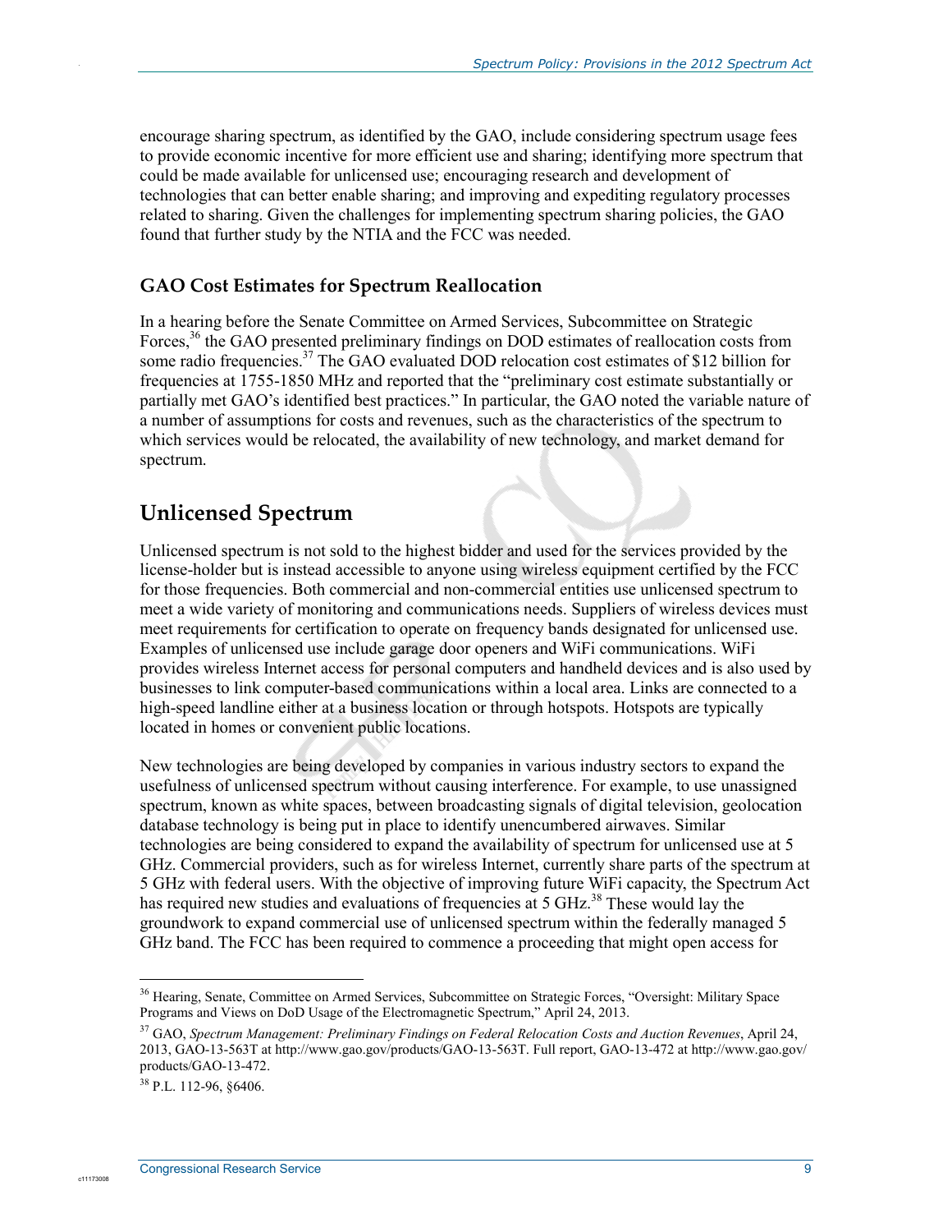encourage sharing spectrum, as identified by the GAO, include considering spectrum usage fees to provide economic incentive for more efficient use and sharing; identifying more spectrum that could be made available for unlicensed use; encouraging research and development of technologies that can better enable sharing; and improving and expediting regulatory processes related to sharing. Given the challenges for implementing spectrum sharing policies, the GAO found that further study by the NTIA and the FCC was needed.

### GAO Cost Estimates for Spectrum Reallocation

In a hearing before the Senate Committee on Armed Services, Subcommittee on Strategic Forces,[36] the GAO presented preliminary findings on DOD estimates of reallocation costs from some radio frequencies.[37] The GAO evaluated DOD relocation cost estimates of $12 billion for frequencies at 1755-1850 MHz and reported that the "preliminary cost estimate substantially or partially met GAO's identified best practices." In particular, the GAO noted the variable nature of a number of assumptions for costs and revenues, such as the characteristics of the spectrum to which services would be relocated, the availability of new technology, and market demand for spectrum.

## Unlicensed Spectrum

Unlicensed spectrum is not sold to the highest bidder and used for the services provided by the license-holder but is instead accessible to anyone using wireless equipment certified by the FCC for those frequencies. Both commercial and non-commercial entities use unlicensed spectrum to meet a wide variety of monitoring and communications needs. Suppliers of wireless devices must meet requirements for certification to operate on frequency bands designated for unlicensed use. Examples of unlicensed use include garage door openers and WiFi communications. WiFi provides wireless Internet access for personal computers and handheld devices and is also used by businesses to link computer-based communications within a local area. Links are connected to a high-speed landline either at a business location or through hotspots. Hotspots are typically located in homes or convenient public locations.

New technologies are being developed by companies in various industry sectors to expand the usefulness of unlicensed spectrum without causing interference. For example, to use unassigned spectrum, known as white spaces, between broadcasting signals of digital television, geolocation database technology is being put in place to identify unencumbered airwaves. Similar technologies are being considered to expand the availability of spectrum for unlicensed use at 5 GHz. Commercial providers, such as for wireless Internet, currently share parts of the spectrum at 5 GHz with federal users. With the objective of improving future WiFi capacity, the Spectrum Act has required new studies and evaluations of frequencies at 5 GHz.[38] These would lay the groundwork to expand commercial use of unlicensed spectrum within the federally managed 5 GHz band. The FCC has been required to commence a proceeding that might open access for

---

[36] Hearing, Senate, Committee on Armed Services, Subcommittee on Strategic Forces, "Oversight: Military Space Programs and Views on DoD Usage of the Electromagnetic Spectrum," April 24, 2013.

[37] GAO, *Spectrum Management: Preliminary Findings on Federal Relocation Costs and Auction Revenues*, April 24, 2013, GAO-13-563T at http://www.gao.gov/products/GAO-13-563T. Full report, GAO-13-472 at http://www.gao.gov/products/GAO-13-472.

[38] P.L. 112-96, §6406.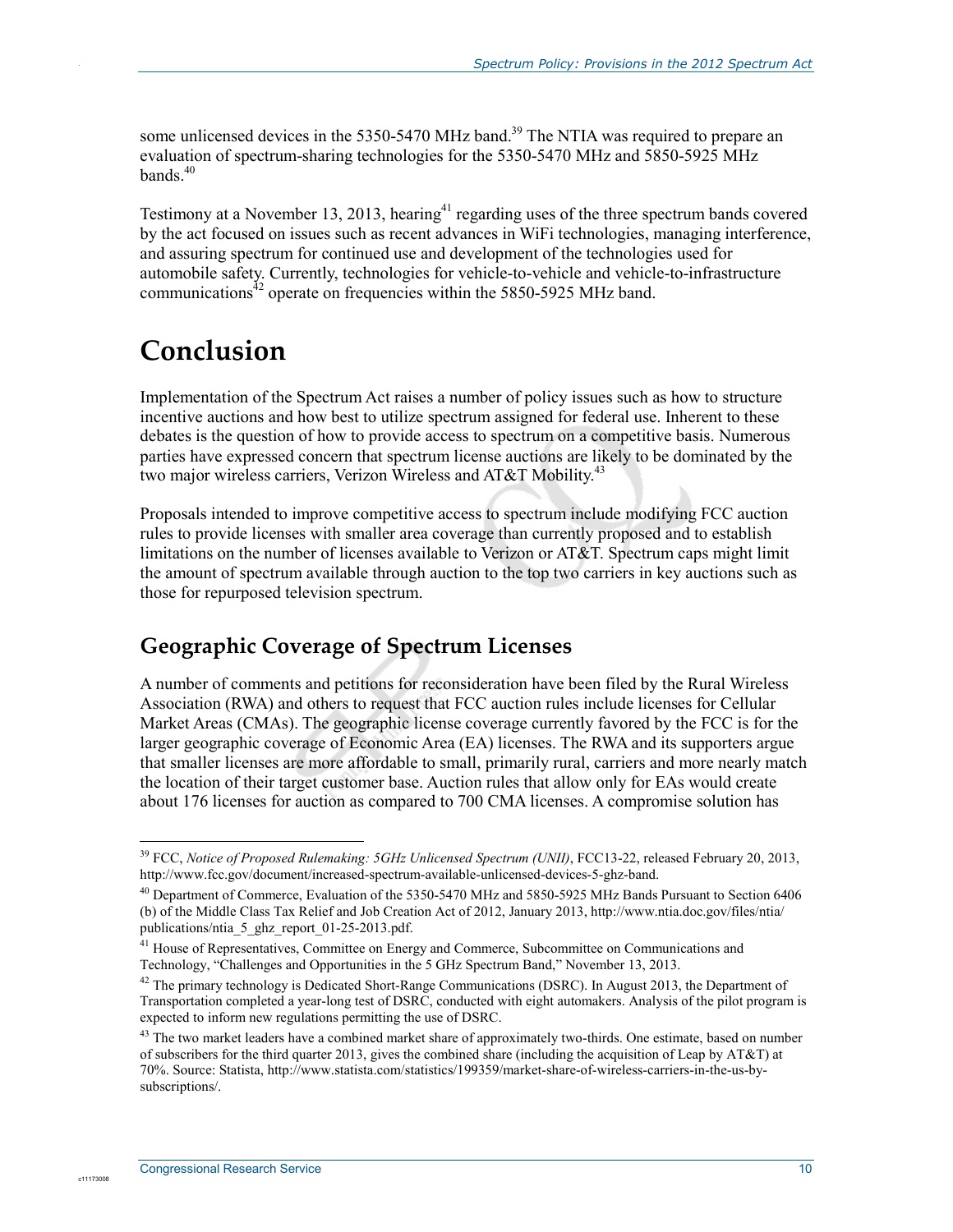some unlicensed devices in the 5350-5470 MHz band.[39] The NTIA was required to prepare an evaluation of spectrum-sharing technologies for the 5350-5470 MHz and 5850-5925 MHz bands.[40]

Testimony at a November 13, 2013, hearing[41] regarding uses of the three spectrum bands covered by the act focused on issues such as recent advances in WiFi technologies, managing interference, and assuring spectrum for continued use and development of the technologies used for automobile safety. Currently, technologies for vehicle-to-vehicle and vehicle-to-infrastructure communications[42] operate on frequencies within the 5850-5925 MHz band.

# Conclusion

Implementation of the Spectrum Act raises a number of policy issues such as how to structure incentive auctions and how best to utilize spectrum assigned for federal use. Inherent to these debates is the question of how to provide access to spectrum on a competitive basis. Numerous parties have expressed concern that spectrum license auctions are likely to be dominated by the two major wireless carriers, Verizon Wireless and AT&T Mobility.[43]

Proposals intended to improve competitive access to spectrum include modifying FCC auction rules to provide licenses with smaller area coverage than currently proposed and to establish limitations on the number of licenses available to Verizon or AT&T. Spectrum caps might limit the amount of spectrum available through auction to the top two carriers in key auctions such as those for repurposed television spectrum.

## Geographic Coverage of Spectrum Licenses

A number of comments and petitions for reconsideration have been filed by the Rural Wireless Association (RWA) and others to request that FCC auction rules include licenses for Cellular Market Areas (CMAs). The geographic license coverage currently favored by the FCC is for the larger geographic coverage of Economic Area (EA) licenses. The RWA and its supporters argue that smaller licenses are more affordable to small, primarily rural, carriers and more nearly match the location of their target customer base. Auction rules that allow only for EAs would create about 176 licenses for auction as compared to 700 CMA licenses. A compromise solution has

---

[39] FCC, *Notice of Proposed Rulemaking: 5GHz Unlicensed Spectrum (UNII)*, FCC13-22, released February 20, 2013, http://www.fcc.gov/document/increased-spectrum-available-unlicensed-devices-5-ghz-band.

[40] Department of Commerce, Evaluation of the 5350-5470 MHz and 5850-5925 MHz Bands Pursuant to Section 6406 (b) of the Middle Class Tax Relief and Job Creation Act of 2012, January 2013, http://www.ntia.doc.gov/files/ntia/publications/ntia_5_ghz_report_01-25-2013.pdf.

[41] House of Representatives, Committee on Energy and Commerce, Subcommittee on Communications and Technology, "Challenges and Opportunities in the 5 GHz Spectrum Band," November 13, 2013.

[42] The primary technology is Dedicated Short-Range Communications (DSRC). In August 2013, the Department of Transportation completed a year-long test of DSRC, conducted with eight automakers. Analysis of the pilot program is expected to inform new regulations permitting the use of DSRC.

[43] The two market leaders have a combined market share of approximately two-thirds. One estimate, based on number of subscribers for the third quarter 2013, gives the combined share (including the acquisition of Leap by AT&T) at 70%. Source: Statista, http://www.statista.com/statistics/199359/market-share-of-wireless-carriers-in-the-us-by-subscriptions/.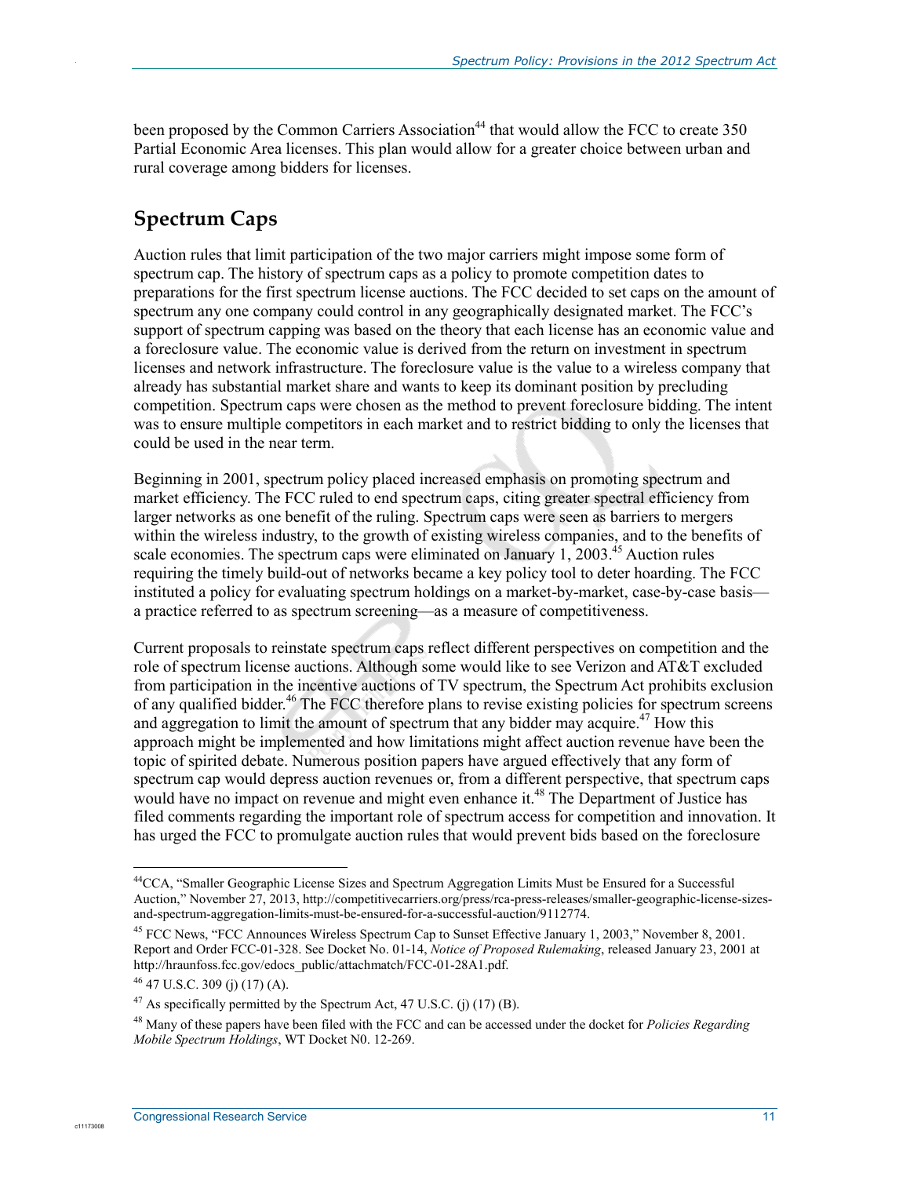been proposed by the Common Carriers Association[44] that would allow the FCC to create 350 Partial Economic Area licenses. This plan would allow for a greater choice between urban and rural coverage among bidders for licenses.

## Spectrum Caps

Auction rules that limit participation of the two major carriers might impose some form of spectrum cap. The history of spectrum caps as a policy to promote competition dates to preparations for the first spectrum license auctions. The FCC decided to set caps on the amount of spectrum any one company could control in any geographically designated market. The FCC's support of spectrum capping was based on the theory that each license has an economic value and a foreclosure value. The economic value is derived from the return on investment in spectrum licenses and network infrastructure. The foreclosure value is the value to a wireless company that already has substantial market share and wants to keep its dominant position by precluding competition. Spectrum caps were chosen as the method to prevent foreclosure bidding. The intent was to ensure multiple competitors in each market and to restrict bidding to only the licenses that could be used in the near term.

Beginning in 2001, spectrum policy placed increased emphasis on promoting spectrum and market efficiency. The FCC ruled to end spectrum caps, citing greater spectral efficiency from larger networks as one benefit of the ruling. Spectrum caps were seen as barriers to mergers within the wireless industry, to the growth of existing wireless companies, and to the benefits of scale economies. The spectrum caps were eliminated on January 1, 2003.[45] Auction rules requiring the timely build-out of networks became a key policy tool to deter hoarding. The FCC instituted a policy for evaluating spectrum holdings on a market-by-market, case-by-case basis—a practice referred to as spectrum screening—as a measure of competitiveness.

Current proposals to reinstate spectrum caps reflect different perspectives on competition and the role of spectrum license auctions. Although some would like to see Verizon and AT&T excluded from participation in the incentive auctions of TV spectrum, the Spectrum Act prohibits exclusion of any qualified bidder.[46] The FCC therefore plans to revise existing policies for spectrum screens and aggregation to limit the amount of spectrum that any bidder may acquire.[47] How this approach might be implemented and how limitations might affect auction revenue have been the topic of spirited debate. Numerous position papers have argued effectively that any form of spectrum cap would depress auction revenues or, from a different perspective, that spectrum caps would have no impact on revenue and might even enhance it.[48] The Department of Justice has filed comments regarding the important role of spectrum access for competition and innovation. It has urged the FCC to promulgate auction rules that would prevent bids based on the foreclosure

---

[44] CCA, "Smaller Geographic License Sizes and Spectrum Aggregation Limits Must be Ensured for a Successful Auction," November 27, 2013, http://competitivecarriers.org/press/rca-press-releases/smaller-geographic-license-sizes-and-spectrum-aggregation-limits-must-be-ensured-for-a-successful-auction/9112774.

[45] FCC News, "FCC Announces Wireless Spectrum Cap to Sunset Effective January 1, 2003," November 8, 2001. Report and Order FCC-01-328. See Docket No. 01-14, *Notice of Proposed Rulemaking*, released January 23, 2001 at http://hraunfoss.fcc.gov/edocs_public/attachmatch/FCC-01-28A1.pdf.

[46] 47 U.S.C. 309 (j) (17) (A).

[47] As specifically permitted by the Spectrum Act, 47 U.S.C. (j) (17) (B).

[48] Many of these papers have been filed with the FCC and can be accessed under the docket for *Policies Regarding Mobile Spectrum Holdings*, WT Docket N0. 12-269.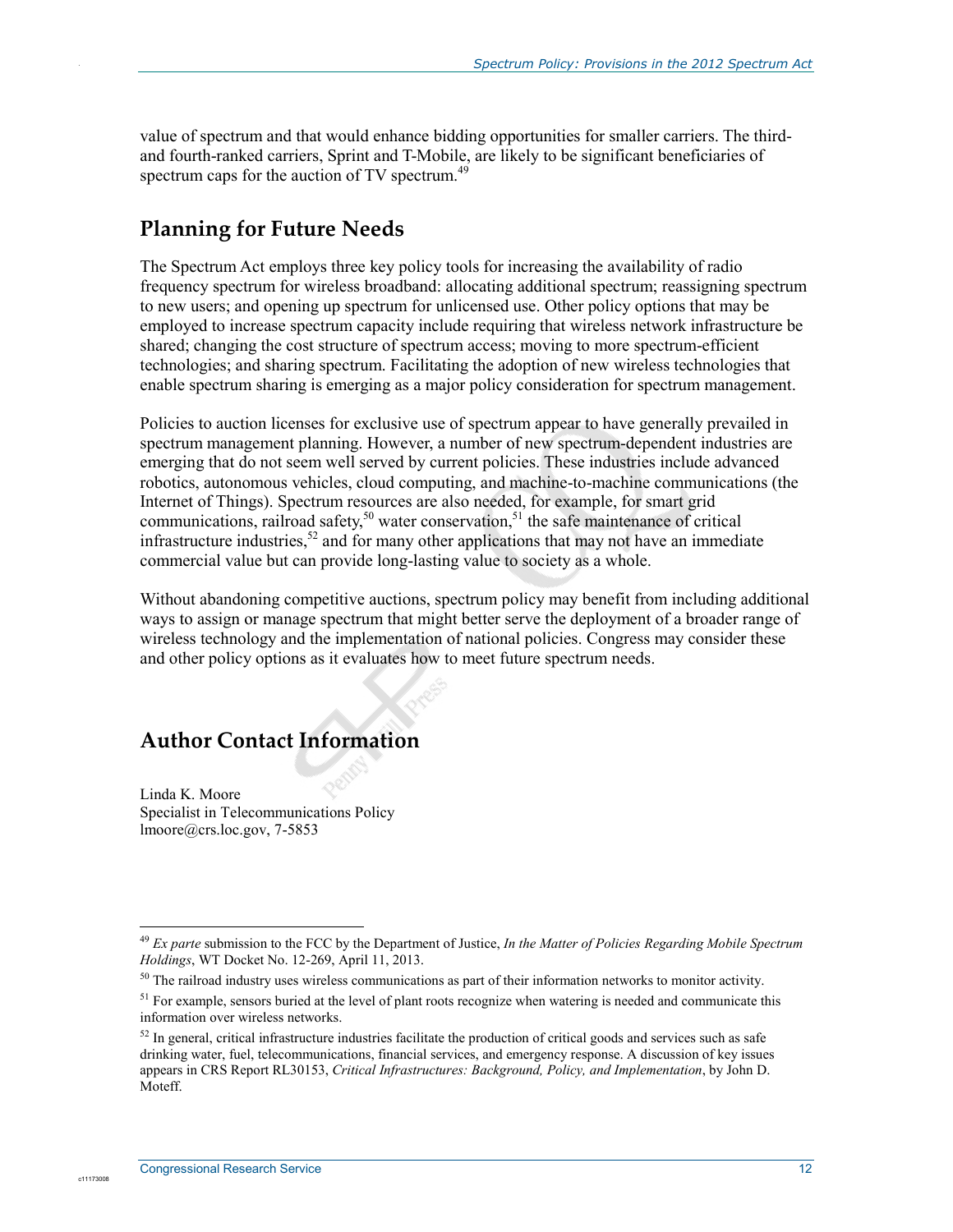value of spectrum and that would enhance bidding opportunities for smaller carriers. The third- and fourth-ranked carriers, Sprint and T-Mobile, are likely to be significant beneficiaries of spectrum caps for the auction of TV spectrum.[49]

## Planning for Future Needs

The Spectrum Act employs three key policy tools for increasing the availability of radio frequency spectrum for wireless broadband: allocating additional spectrum; reassigning spectrum to new users; and opening up spectrum for unlicensed use. Other policy options that may be employed to increase spectrum capacity include requiring that wireless network infrastructure be shared; changing the cost structure of spectrum access; moving to more spectrum-efficient technologies; and sharing spectrum. Facilitating the adoption of new wireless technologies that enable spectrum sharing is emerging as a major policy consideration for spectrum management.

Policies to auction licenses for exclusive use of spectrum appear to have generally prevailed in spectrum management planning. However, a number of new spectrum-dependent industries are emerging that do not seem well served by current policies. These industries include advanced robotics, autonomous vehicles, cloud computing, and machine-to-machine communications (the Internet of Things). Spectrum resources are also needed, for example, for smart grid communications, railroad safety,[50] water conservation,[51] the safe maintenance of critical infrastructure industries,[52] and for many other applications that may not have an immediate commercial value but can provide long-lasting value to society as a whole.

Without abandoning competitive auctions, spectrum policy may benefit from including additional ways to assign or manage spectrum that might better serve the deployment of a broader range of wireless technology and the implementation of national policies. Congress may consider these and other policy options as it evaluates how to meet future spectrum needs.

## Author Contact Information

Linda K. Moore
Specialist in Telecommunications Policy
lmoore@crs.loc.gov, 7-5853

---

[49] *Ex parte* submission to the FCC by the Department of Justice, *In the Matter of Policies Regarding Mobile Spectrum Holdings*, WT Docket No. 12-269, April 11, 2013.

[50] The railroad industry uses wireless communications as part of their information networks to monitor activity.

[51] For example, sensors buried at the level of plant roots recognize when watering is needed and communicate this information over wireless networks.

[52] In general, critical infrastructure industries facilitate the production of critical goods and services such as safe drinking water, fuel, telecommunications, financial services, and emergency response. A discussion of key issues appears in CRS Report RL30153, *Critical Infrastructures: Background, Policy, and Implementation*, by John D. Moteff.